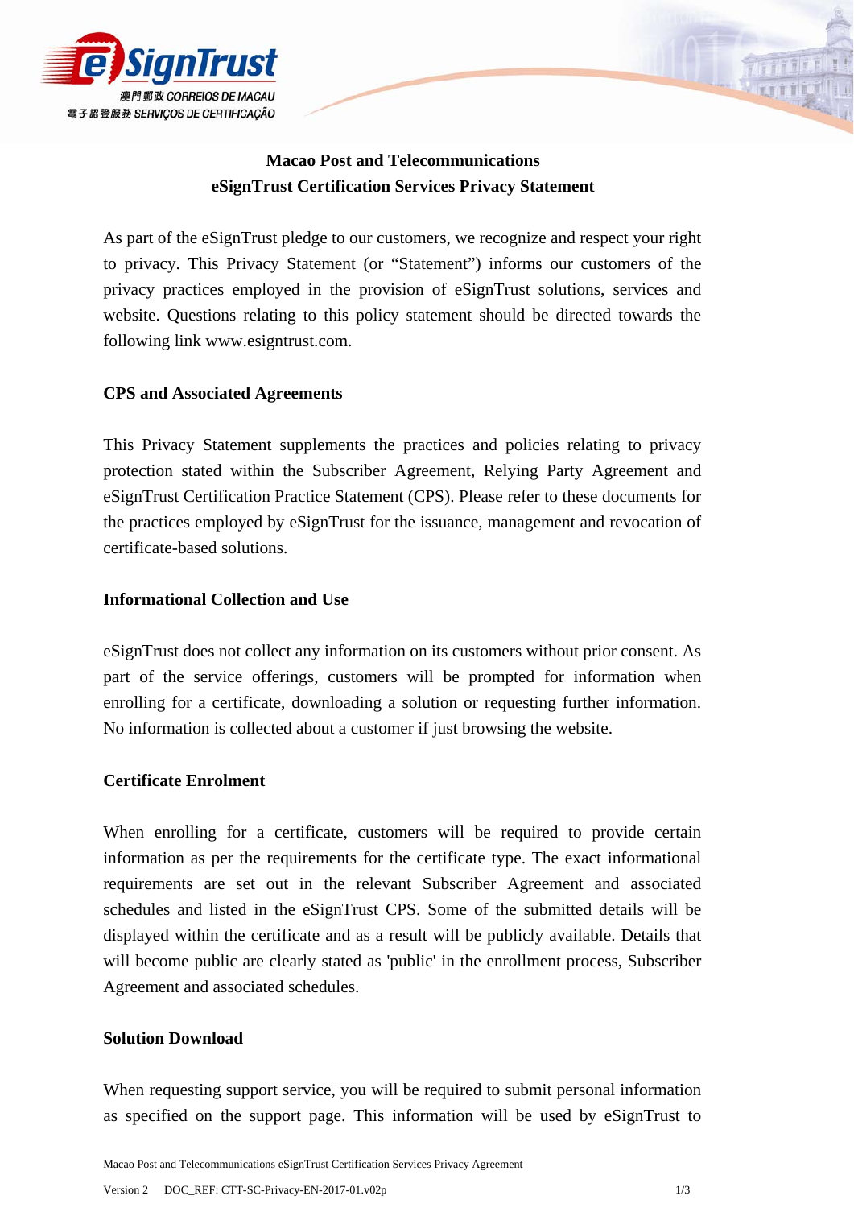# Macao Post and Telecommunications
# eSignTrust Certification Services Privacy Statement

As part of the eSignTrust pledge to our customers, we recognize and respect your right to privacy. This Privacy Statement (or "Statement") informs our customers of the privacy practices employed in the provision of eSignTrust solutions, services and website. Questions relating to this policy statement should be directed towards the following link www.esigntrust.com.

## CPS and Associated Agreements

This Privacy Statement supplements the practices and policies relating to privacy protection stated within the Subscriber Agreement, Relying Party Agreement and eSignTrust Certification Practice Statement (CPS). Please refer to these documents for the practices employed by eSignTrust for the issuance, management and revocation of certificate-based solutions.

## Informational Collection and Use

eSignTrust does not collect any information on its customers without prior consent. As part of the service offerings, customers will be prompted for information when enrolling for a certificate, downloading a solution or requesting further information. No information is collected about a customer if just browsing the website.

## Certificate Enrolment

When enrolling for a certificate, customers will be required to provide certain information as per the requirements for the certificate type. The exact informational requirements are set out in the relevant Subscriber Agreement and associated schedules and listed in the eSignTrust CPS. Some of the submitted details will be displayed within the certificate and as a result will be publicly available. Details that will become public are clearly stated as 'public' in the enrollment process, Subscriber Agreement and associated schedules.

## Solution Download

When requesting support service, you will be required to submit personal information as specified on the support page. This information will be used by eSignTrust to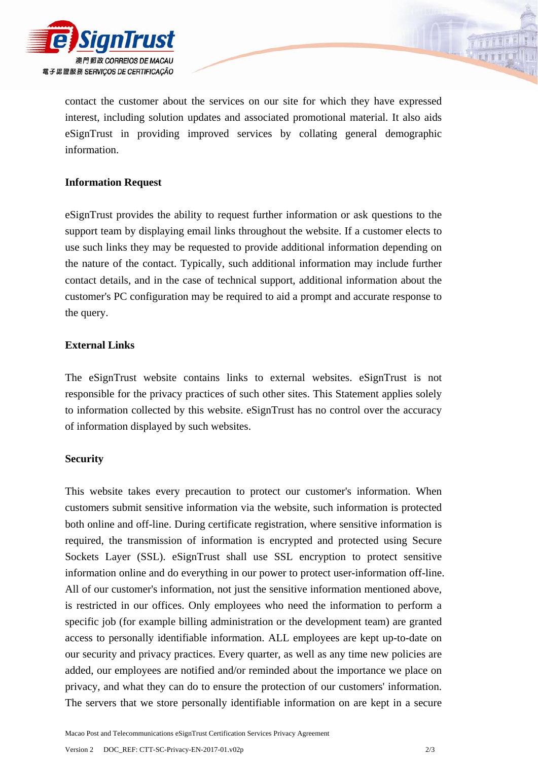contact the customer about the services on our site for which they have expressed interest, including solution updates and associated promotional material. It also aids eSignTrust in providing improved services by collating general demographic information.

**Information Request**

eSignTrust provides the ability to request further information or ask questions to the support team by displaying email links throughout the website. If a customer elects to use such links they may be requested to provide additional information depending on the nature of the contact. Typically, such additional information may include further contact details, and in the case of technical support, additional information about the customer's PC configuration may be required to aid a prompt and accurate response to the query.

**External Links**

The eSignTrust website contains links to external websites. eSignTrust is not responsible for the privacy practices of such other sites. This Statement applies solely to information collected by this website. eSignTrust has no control over the accuracy of information displayed by such websites.

**Security**

This website takes every precaution to protect our customer's information. When customers submit sensitive information via the website, such information is protected both online and off-line. During certificate registration, where sensitive information is required, the transmission of information is encrypted and protected using Secure Sockets Layer (SSL). eSignTrust shall use SSL encryption to protect sensitive information online and do everything in our power to protect user-information off-line. All of our customer's information, not just the sensitive information mentioned above, is restricted in our offices. Only employees who need the information to perform a specific job (for example billing administration or the development team) are granted access to personally identifiable information. ALL employees are kept up-to-date on our security and privacy practices. Every quarter, as well as any time new policies are added, our employees are notified and/or reminded about the importance we place on privacy, and what they can do to ensure the protection of our customers' information. The servers that we store personally identifiable information on are kept in a secure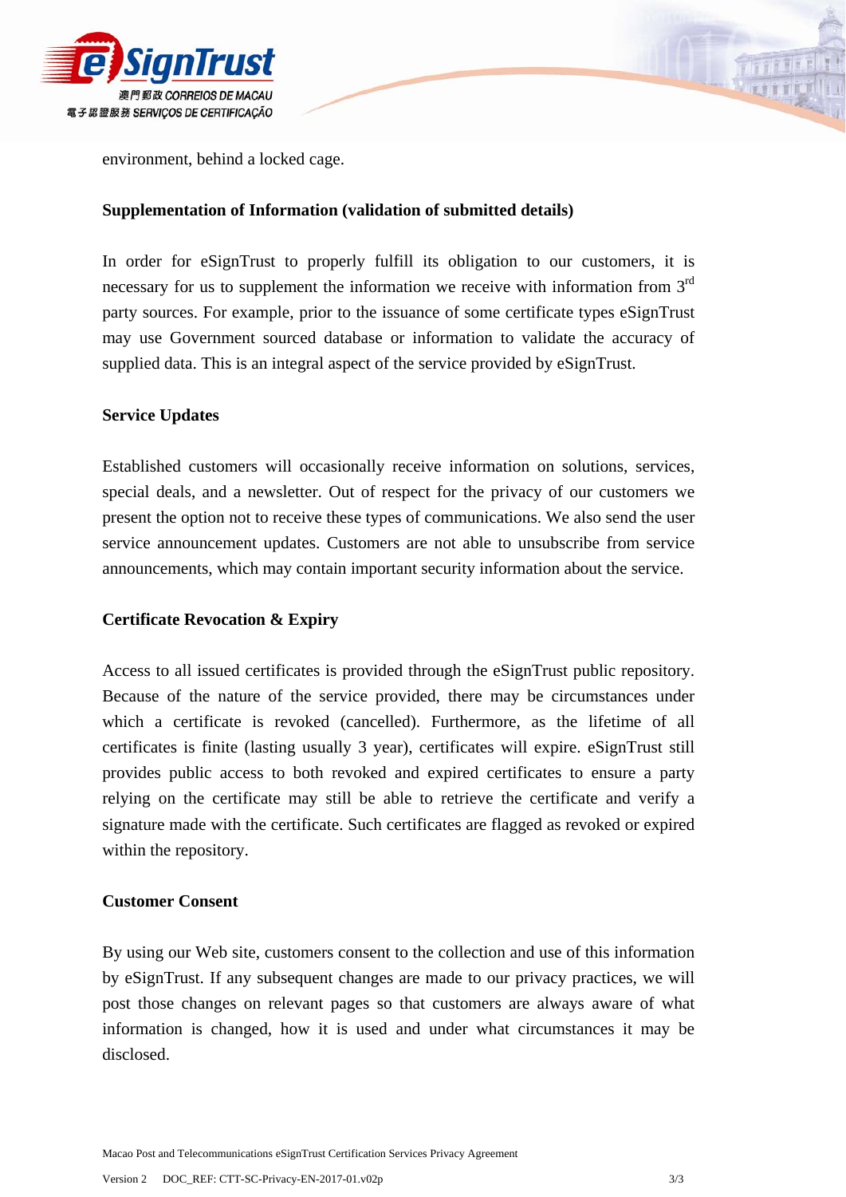environment, behind a locked cage.

**Supplementation of Information (validation of submitted details)**

In order for eSignTrust to properly fulfill its obligation to our customers, it is necessary for us to supplement the information we receive with information from 3rd party sources. For example, prior to the issuance of some certificate types eSignTrust may use Government sourced database or information to validate the accuracy of supplied data. This is an integral aspect of the service provided by eSignTrust.

**Service Updates**

Established customers will occasionally receive information on solutions, services, special deals, and a newsletter. Out of respect for the privacy of our customers we present the option not to receive these types of communications. We also send the user service announcement updates. Customers are not able to unsubscribe from service announcements, which may contain important security information about the service.

**Certificate Revocation & Expiry**

Access to all issued certificates is provided through the eSignTrust public repository. Because of the nature of the service provided, there may be circumstances under which a certificate is revoked (cancelled). Furthermore, as the lifetime of all certificates is finite (lasting usually 3 year), certificates will expire. eSignTrust still provides public access to both revoked and expired certificates to ensure a party relying on the certificate may still be able to retrieve the certificate and verify a signature made with the certificate. Such certificates are flagged as revoked or expired within the repository.

**Customer Consent**

By using our Web site, customers consent to the collection and use of this information by eSignTrust. If any subsequent changes are made to our privacy practices, we will post those changes on relevant pages so that customers are always aware of what information is changed, how it is used and under what circumstances it may be disclosed.